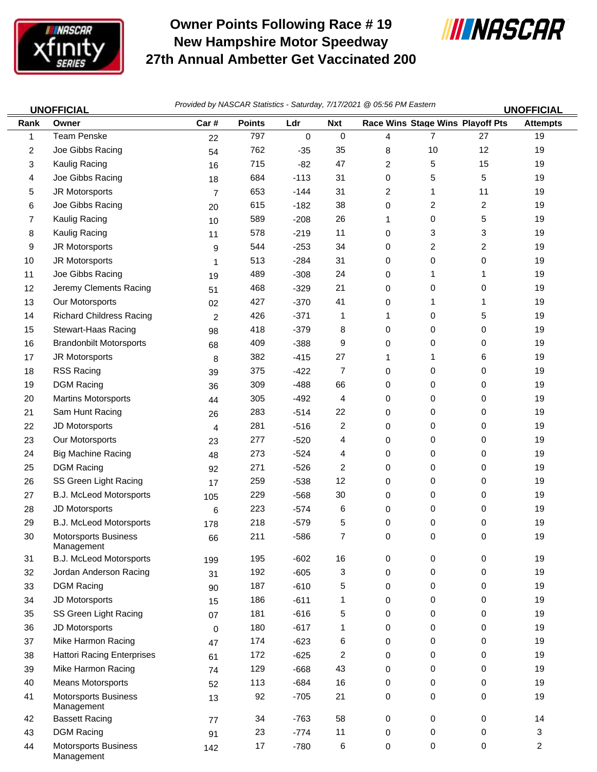# Owner Points Following Race # 19
# New Hampshire Motor Speedway
# 27th Annual Ambetter Get Vaccinated 200

UNOFFICIAL | *Provided by NASCAR Statistics - Saturday, 7/17/2021 @ 05:56 PM Eastern* | UNOFFICIAL

| Rank | Owner | Car # | Points | Ldr | Nxt | Race Wins | Stage Wins | Playoff Pts | Attempts |
|---|---|---|---|---|---|---|---|---|---|
| 1 | Team Penske | 22 | 797 | 0 | 0 | 4 | 7 | 27 | 19 |
| 2 | Joe Gibbs Racing | 54 | 762 | -35 | 35 | 8 | 10 | 12 | 19 |
| 3 | Kaulig Racing | 16 | 715 | -82 | 47 | 2 | 5 | 15 | 19 |
| 4 | Joe Gibbs Racing | 18 | 684 | -113 | 31 | 0 | 5 | 5 | 19 |
| 5 | JR Motorsports | 7 | 653 | -144 | 31 | 2 | 1 | 11 | 19 |
| 6 | Joe Gibbs Racing | 20 | 615 | -182 | 38 | 0 | 2 | 2 | 19 |
| 7 | Kaulig Racing | 10 | 589 | -208 | 26 | 1 | 0 | 5 | 19 |
| 8 | Kaulig Racing | 11 | 578 | -219 | 11 | 0 | 3 | 3 | 19 |
| 9 | JR Motorsports | 9 | 544 | -253 | 34 | 0 | 2 | 2 | 19 |
| 10 | JR Motorsports | 1 | 513 | -284 | 31 | 0 | 0 | 0 | 19 |
| 11 | Joe Gibbs Racing | 19 | 489 | -308 | 24 | 0 | 1 | 1 | 19 |
| 12 | Jeremy Clements Racing | 51 | 468 | -329 | 21 | 0 | 0 | 0 | 19 |
| 13 | Our Motorsports | 02 | 427 | -370 | 41 | 0 | 1 | 1 | 19 |
| 14 | Richard Childress Racing | 2 | 426 | -371 | 1 | 1 | 0 | 5 | 19 |
| 15 | Stewart-Haas Racing | 98 | 418 | -379 | 8 | 0 | 0 | 0 | 19 |
| 16 | Brandonbilt Motorsports | 68 | 409 | -388 | 9 | 0 | 0 | 0 | 19 |
| 17 | JR Motorsports | 8 | 382 | -415 | 27 | 1 | 1 | 6 | 19 |
| 18 | RSS Racing | 39 | 375 | -422 | 7 | 0 | 0 | 0 | 19 |
| 19 | DGM Racing | 36 | 309 | -488 | 66 | 0 | 0 | 0 | 19 |
| 20 | Martins Motorsports | 44 | 305 | -492 | 4 | 0 | 0 | 0 | 19 |
| 21 | Sam Hunt Racing | 26 | 283 | -514 | 22 | 0 | 0 | 0 | 19 |
| 22 | JD Motorsports | 4 | 281 | -516 | 2 | 0 | 0 | 0 | 19 |
| 23 | Our Motorsports | 23 | 277 | -520 | 4 | 0 | 0 | 0 | 19 |
| 24 | Big Machine Racing | 48 | 273 | -524 | 4 | 0 | 0 | 0 | 19 |
| 25 | DGM Racing | 92 | 271 | -526 | 2 | 0 | 0 | 0 | 19 |
| 26 | SS Green Light Racing | 17 | 259 | -538 | 12 | 0 | 0 | 0 | 19 |
| 27 | B.J. McLeod Motorsports | 105 | 229 | -568 | 30 | 0 | 0 | 0 | 19 |
| 28 | JD Motorsports | 6 | 223 | -574 | 6 | 0 | 0 | 0 | 19 |
| 29 | B.J. McLeod Motorsports | 178 | 218 | -579 | 5 | 0 | 0 | 0 | 19 |
| 30 | Motorsports Business Management | 66 | 211 | -586 | 7 | 0 | 0 | 0 | 19 |
| 31 | B.J. McLeod Motorsports | 199 | 195 | -602 | 16 | 0 | 0 | 0 | 19 |
| 32 | Jordan Anderson Racing | 31 | 192 | -605 | 3 | 0 | 0 | 0 | 19 |
| 33 | DGM Racing | 90 | 187 | -610 | 5 | 0 | 0 | 0 | 19 |
| 34 | JD Motorsports | 15 | 186 | -611 | 1 | 0 | 0 | 0 | 19 |
| 35 | SS Green Light Racing | 07 | 181 | -616 | 5 | 0 | 0 | 0 | 19 |
| 36 | JD Motorsports | 0 | 180 | -617 | 1 | 0 | 0 | 0 | 19 |
| 37 | Mike Harmon Racing | 47 | 174 | -623 | 6 | 0 | 0 | 0 | 19 |
| 38 | Hattori Racing Enterprises | 61 | 172 | -625 | 2 | 0 | 0 | 0 | 19 |
| 39 | Mike Harmon Racing | 74 | 129 | -668 | 43 | 0 | 0 | 0 | 19 |
| 40 | Means Motorsports | 52 | 113 | -684 | 16 | 0 | 0 | 0 | 19 |
| 41 | Motorsports Business Management | 13 | 92 | -705 | 21 | 0 | 0 | 0 | 19 |
| 42 | Bassett Racing | 77 | 34 | -763 | 58 | 0 | 0 | 0 | 14 |
| 43 | DGM Racing | 91 | 23 | -774 | 11 | 0 | 0 | 0 | 3 |
| 44 | Motorsports Business Management | 142 | 17 | -780 | 6 | 0 | 0 | 0 | 2 |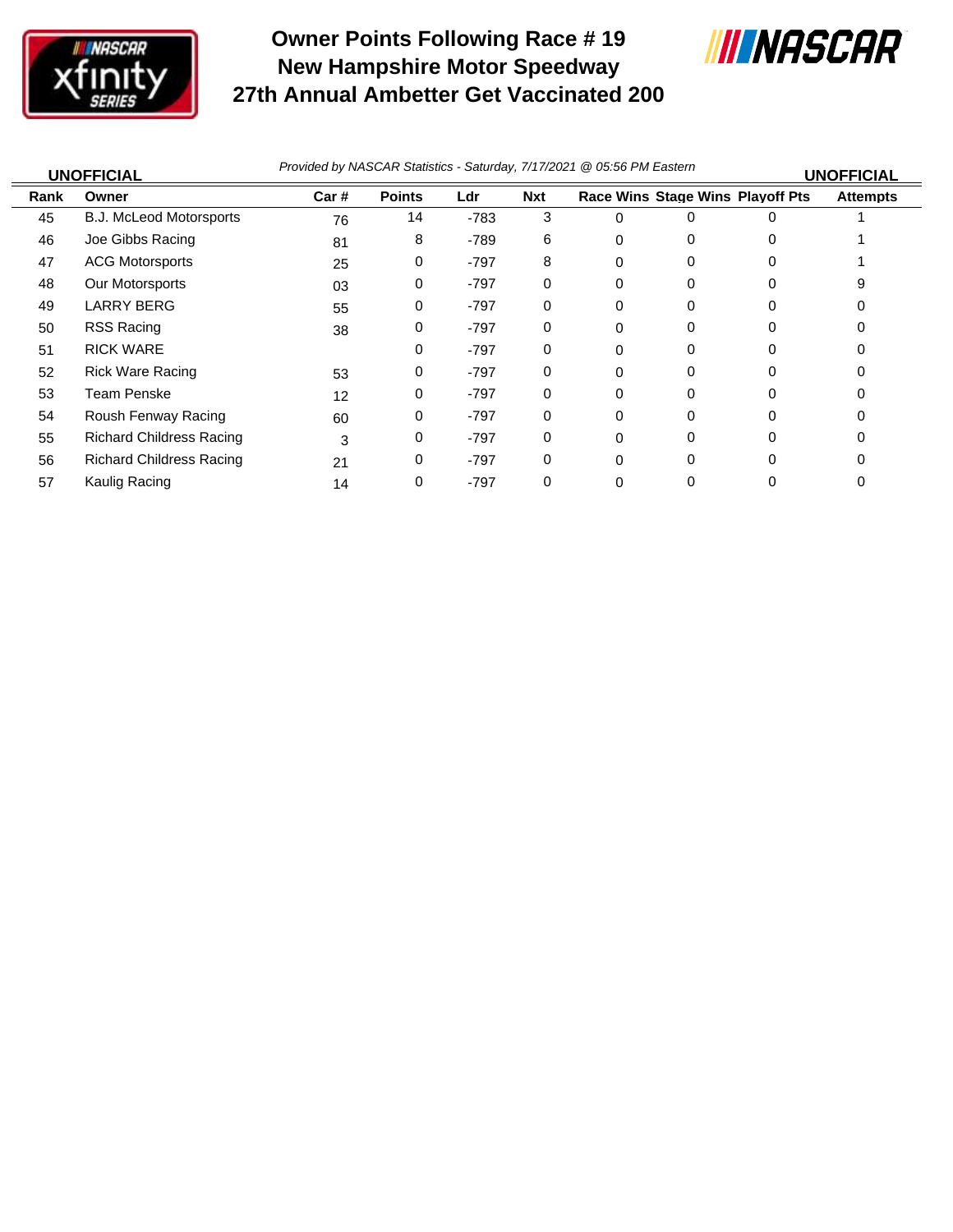# Owner Points Following Race # 19
## New Hampshire Motor Speedway
## 27th Annual Ambetter Get Vaccinated 200

**UNOFFICIAL** *Provided by NASCAR Statistics - Saturday, 7/17/2021 @ 05:56 PM Eastern* **UNOFFICIAL**

| Rank | Owner | Car # | Points | Ldr | Nxt | Race Wins | Stage Wins | Playoff Pts | Attempts |
|---|---|---|---|---|---|---|---|---|---|
| 45 | B.J. McLeod Motorsports | 76 | 14 | -783 | 3 | 0 | 0 | 0 | 1 |
| 46 | Joe Gibbs Racing | 81 | 8 | -789 | 6 | 0 | 0 | 0 | 1 |
| 47 | ACG Motorsports | 25 | 0 | -797 | 8 | 0 | 0 | 0 | 1 |
| 48 | Our Motorsports | 03 | 0 | -797 | 0 | 0 | 0 | 0 | 9 |
| 49 | LARRY BERG | 55 | 0 | -797 | 0 | 0 | 0 | 0 | 0 |
| 50 | RSS Racing | 38 | 0 | -797 | 0 | 0 | 0 | 0 | 0 |
| 51 | RICK WARE | | 0 | -797 | 0 | 0 | 0 | 0 | 0 |
| 52 | Rick Ware Racing | 53 | 0 | -797 | 0 | 0 | 0 | 0 | 0 |
| 53 | Team Penske | 12 | 0 | -797 | 0 | 0 | 0 | 0 | 0 |
| 54 | Roush Fenway Racing | 60 | 0 | -797 | 0 | 0 | 0 | 0 | 0 |
| 55 | Richard Childress Racing | 3 | 0 | -797 | 0 | 0 | 0 | 0 | 0 |
| 56 | Richard Childress Racing | 21 | 0 | -797 | 0 | 0 | 0 | 0 | 0 |
| 57 | Kaulig Racing | 14 | 0 | -797 | 0 | 0 | 0 | 0 | 0 |